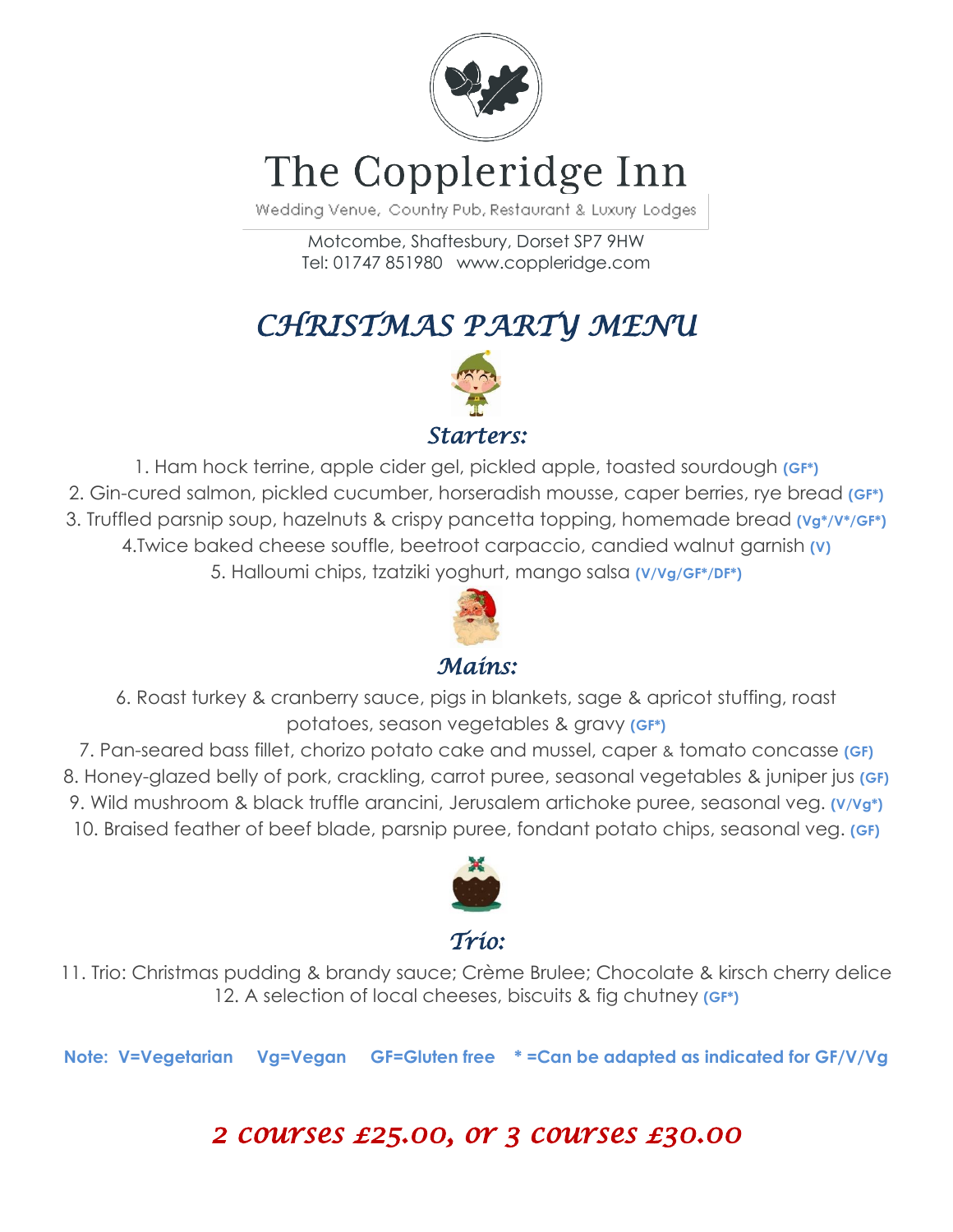# The Coppleridge Inn

Wedding Venue, Country Pub, Restaurant & Luxury Lodges

Motcombe, Shaftesbury, Dorset SP7 9HW
Tel: 01747 851980 www.coppleridge.com

## *CHRISTMAS PARTY MENU*

### *Starters:*

1. Ham hock terrine, apple cider gel, pickled apple, toasted sourdough **(GF*)**
2. Gin-cured salmon, pickled cucumber, horseradish mousse, caper berries, rye bread **(GF*)**
3. Truffled parsnip soup, hazelnuts & crispy pancetta topping, homemade bread **(Vg*/V*/GF*)**
4. Twice baked cheese souffle, beetroot carpaccio, candied walnut garnish **(V)**
5. Halloumi chips, tzatziki yoghurt, mango salsa **(V/Vg/GF*/DF*)**

### *Mains:*

6. Roast turkey & cranberry sauce, pigs in blankets, sage & apricot stuffing, roast potatoes, season vegetables & gravy **(GF*)**
7. Pan-seared bass fillet, chorizo potato cake and mussel, caper & tomato concasse **(GF)**
8. Honey-glazed belly of pork, crackling, carrot puree, seasonal vegetables & juniper jus **(GF)**
9. Wild mushroom & black truffle arancini, Jerusalem artichoke puree, seasonal veg. **(V/Vg*)**
10. Braised feather of beef blade, parsnip puree, fondant potato chips, seasonal veg. **(GF)**

### *Trio:*

11. Trio: Christmas pudding & brandy sauce; Crème Brulee; Chocolate & kirsch cherry delice
12. A selection of local cheeses, biscuits & fig chutney **(GF*)**

**Note: V=Vegetarian Vg=Vegan GF=Gluten free * =Can be adapted as indicated for GF/V/Vg**

## *2 courses £25.00, or 3 courses £30.00*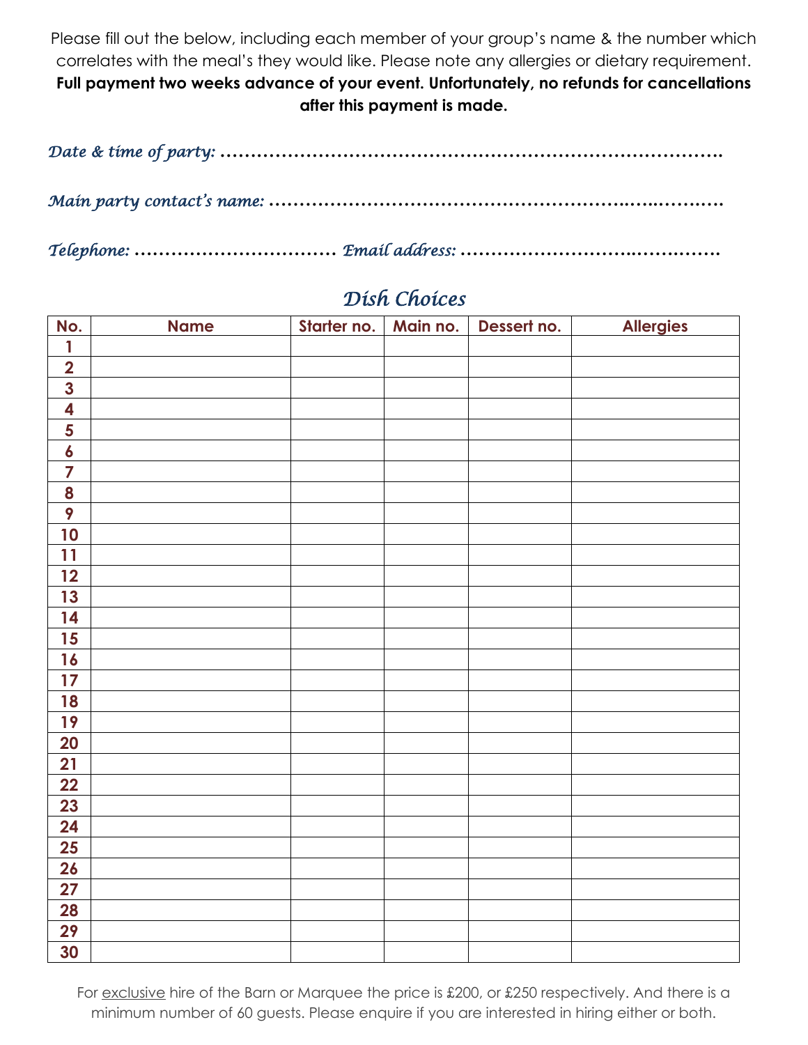Please fill out the below, including each member of your group's name & the number which correlates with the meal's they would like. Please note any allergies or dietary requirement. **Full payment two weeks advance of your event. Unfortunately, no refunds for cancellations after this payment is made.**

*Date & time of party: …………………………………………………………………………*

*Main party contact's name: ……………………………………………………..….………*

*Telephone: …………………………… Email address: ………………………..…………*

## *Dish Choices*

| No. | Name | Starter no. | Main no. | Dessert no. | Allergies |
|---|---|---|---|---|---|
| 1 | | | | | |
| 2 | | | | | |
| 3 | | | | | |
| 4 | | | | | |
| 5 | | | | | |
| 6 | | | | | |
| 7 | | | | | |
| 8 | | | | | |
| 9 | | | | | |
| 10 | | | | | |
| 11 | | | | | |
| 12 | | | | | |
| 13 | | | | | |
| 14 | | | | | |
| 15 | | | | | |
| 16 | | | | | |
| 17 | | | | | |
| 18 | | | | | |
| 19 | | | | | |
| 20 | | | | | |
| 21 | | | | | |
| 22 | | | | | |
| 23 | | | | | |
| 24 | | | | | |
| 25 | | | | | |
| 26 | | | | | |
| 27 | | | | | |
| 28 | | | | | |
| 29 | | | | | |
| 30 | | | | | |

For exclusive hire of the Barn or Marquee the price is £200, or £250 respectively. And there is a minimum number of 60 guests. Please enquire if you are interested in hiring either or both.